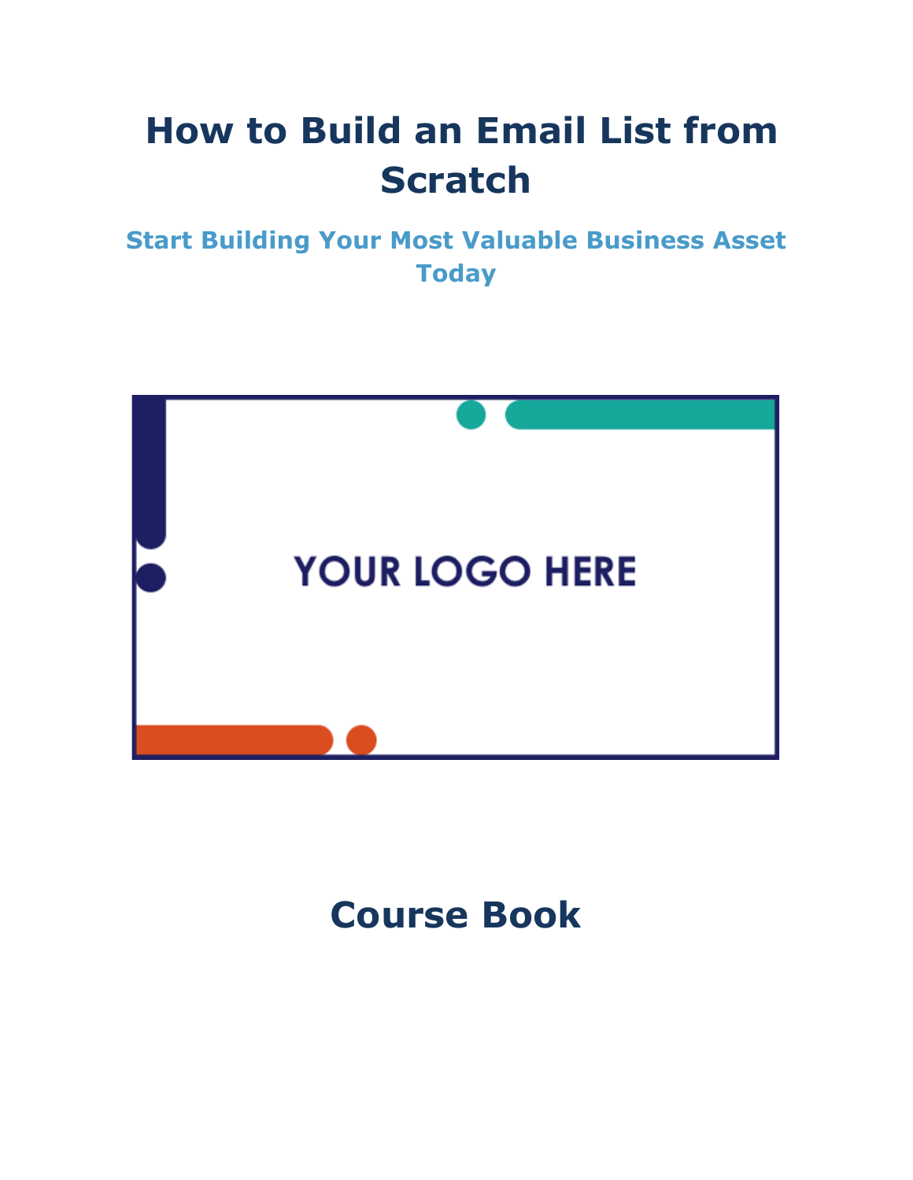# How to Build an Email List from Scratch

## Start Building Your Most Valuable Business Asset Today

YOUR LOGO HERE

## Course Book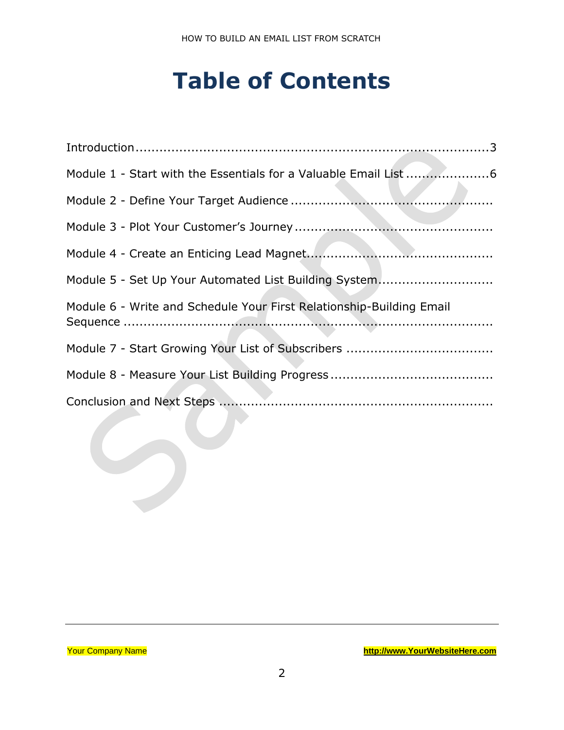# Table of Contents

Introduction ..................................................................................3

Module 1 - Start with the Essentials for a Valuable Email List ....................6

Module 2 - Define Your Target Audience ..................................................

Module 3 - Plot Your Customer's Journey ..................................................

Module 4 - Create an Enticing Lead Magnet..............................................

Module 5 - Set Up Your Automated List Building System............................

Module 6 - Write and Schedule Your First Relationship-Building Email Sequence ..........................................................................................

Module 7 - Start Growing Your List of Subscribers ....................................

Module 8 - Measure Your List Building Progress ........................................

Conclusion and Next Steps ....................................................................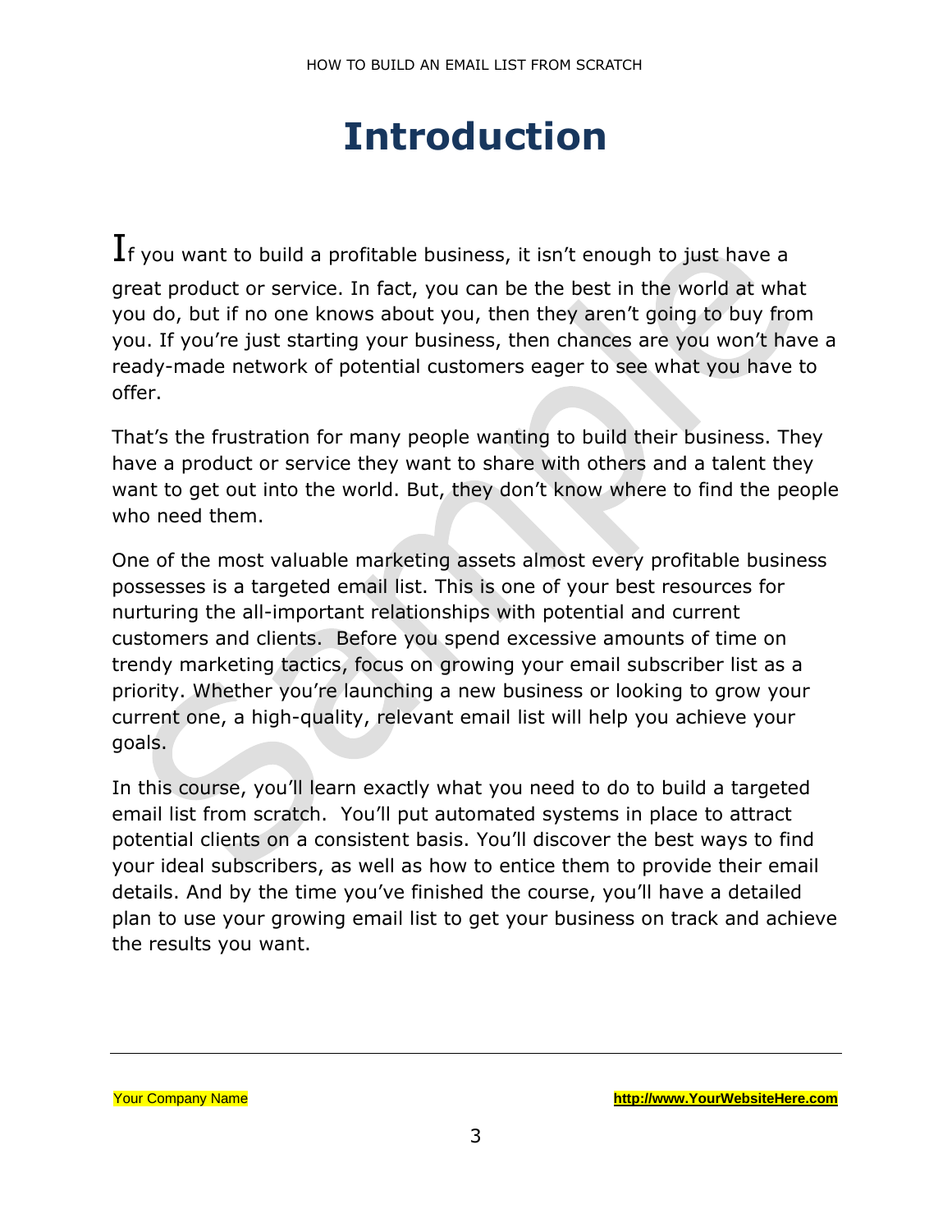# Introduction

If you want to build a profitable business, it isn't enough to just have a great product or service. In fact, you can be the best in the world at what you do, but if no one knows about you, then they aren't going to buy from you. If you're just starting your business, then chances are you won't have a ready-made network of potential customers eager to see what you have to offer.

That's the frustration for many people wanting to build their business. They have a product or service they want to share with others and a talent they want to get out into the world. But, they don't know where to find the people who need them.

One of the most valuable marketing assets almost every profitable business possesses is a targeted email list. This is one of your best resources for nurturing the all-important relationships with potential and current customers and clients. Before you spend excessive amounts of time on trendy marketing tactics, focus on growing your email subscriber list as a priority. Whether you're launching a new business or looking to grow your current one, a high-quality, relevant email list will help you achieve your goals.

In this course, you'll learn exactly what you need to do to build a targeted email list from scratch. You'll put automated systems in place to attract potential clients on a consistent basis. You'll discover the best ways to find your ideal subscribers, as well as how to entice them to provide their email details. And by the time you've finished the course, you'll have a detailed plan to use your growing email list to get your business on track and achieve the results you want.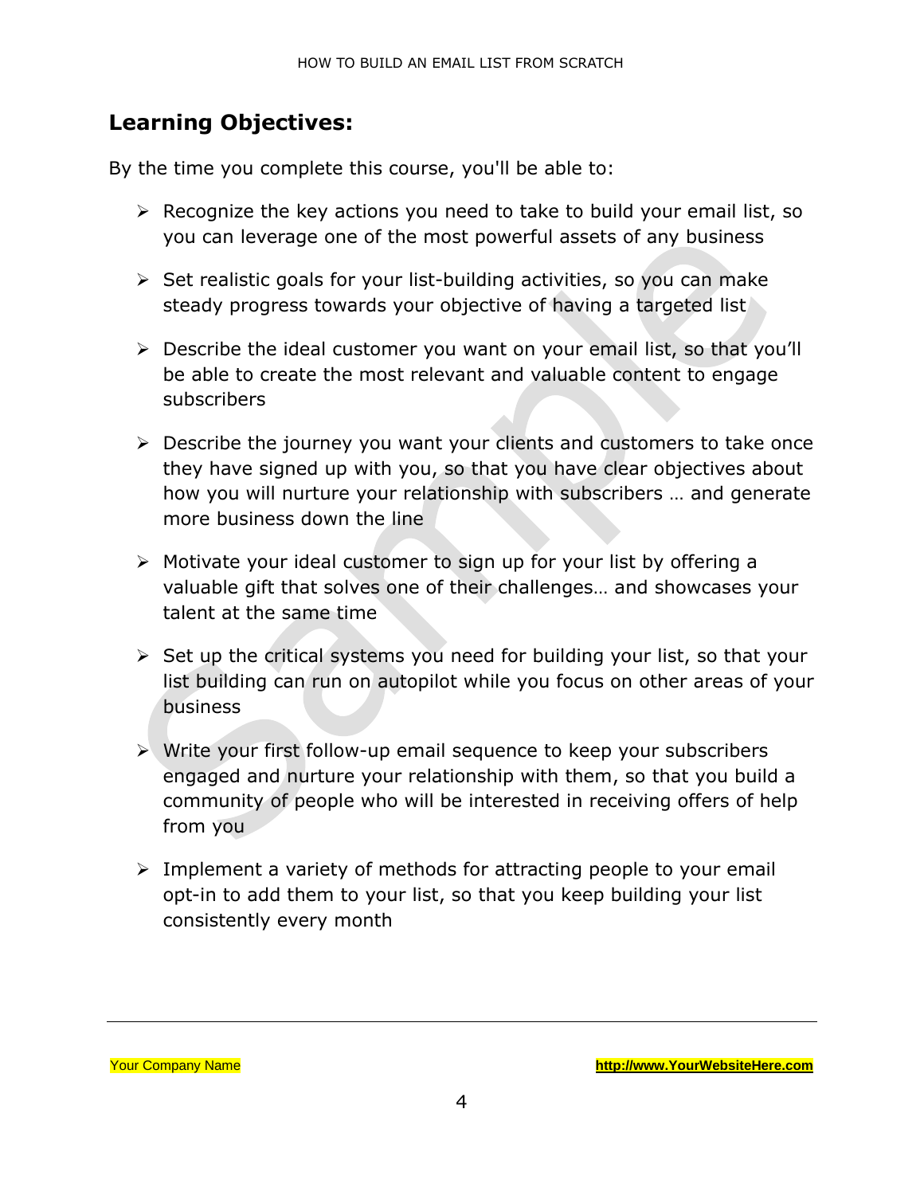## Learning Objectives:

By the time you complete this course, you'll be able to:

- Recognize the key actions you need to take to build your email list, so you can leverage one of the most powerful assets of any business
- Set realistic goals for your list-building activities, so you can make steady progress towards your objective of having a targeted list
- Describe the ideal customer you want on your email list, so that you'll be able to create the most relevant and valuable content to engage subscribers
- Describe the journey you want your clients and customers to take once they have signed up with you, so that you have clear objectives about how you will nurture your relationship with subscribers … and generate more business down the line
- Motivate your ideal customer to sign up for your list by offering a valuable gift that solves one of their challenges… and showcases your talent at the same time
- Set up the critical systems you need for building your list, so that your list building can run on autopilot while you focus on other areas of your business
- Write your first follow-up email sequence to keep your subscribers engaged and nurture your relationship with them, so that you build a community of people who will be interested in receiving offers of help from you
- Implement a variety of methods for attracting people to your email opt-in to add them to your list, so that you keep building your list consistently every month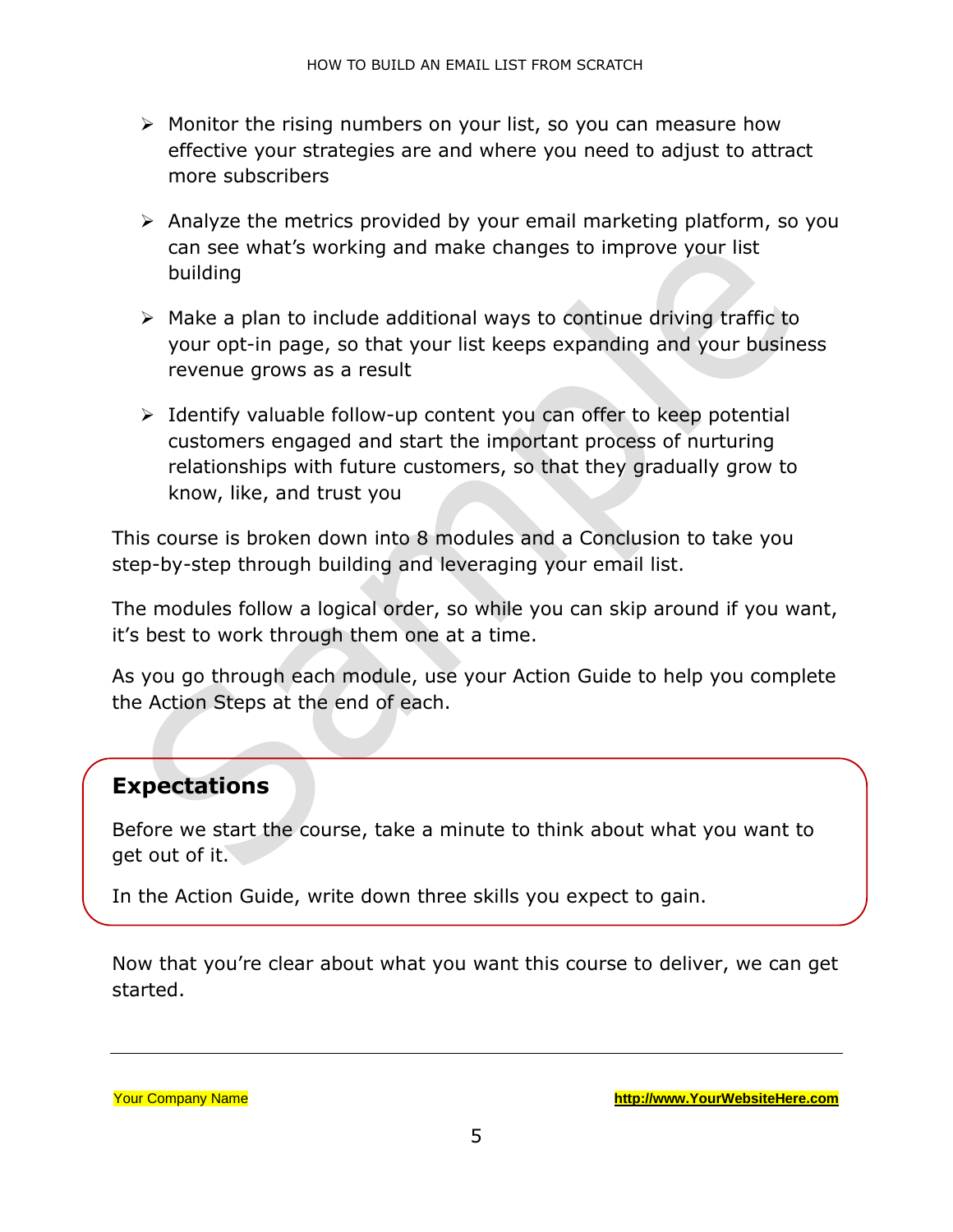- Monitor the rising numbers on your list, so you can measure how effective your strategies are and where you need to adjust to attract more subscribers

- Analyze the metrics provided by your email marketing platform, so you can see what's working and make changes to improve your list building

- Make a plan to include additional ways to continue driving traffic to your opt-in page, so that your list keeps expanding and your business revenue grows as a result

- Identify valuable follow-up content you can offer to keep potential customers engaged and start the important process of nurturing relationships with future customers, so that they gradually grow to know, like, and trust you

This course is broken down into 8 modules and a Conclusion to take you step-by-step through building and leveraging your email list.

The modules follow a logical order, so while you can skip around if you want, it's best to work through them one at a time.

As you go through each module, use your Action Guide to help you complete the Action Steps at the end of each.

## Expectations

Before we start the course, take a minute to think about what you want to get out of it.

In the Action Guide, write down three skills you expect to gain.

Now that you're clear about what you want this course to deliver, we can get started.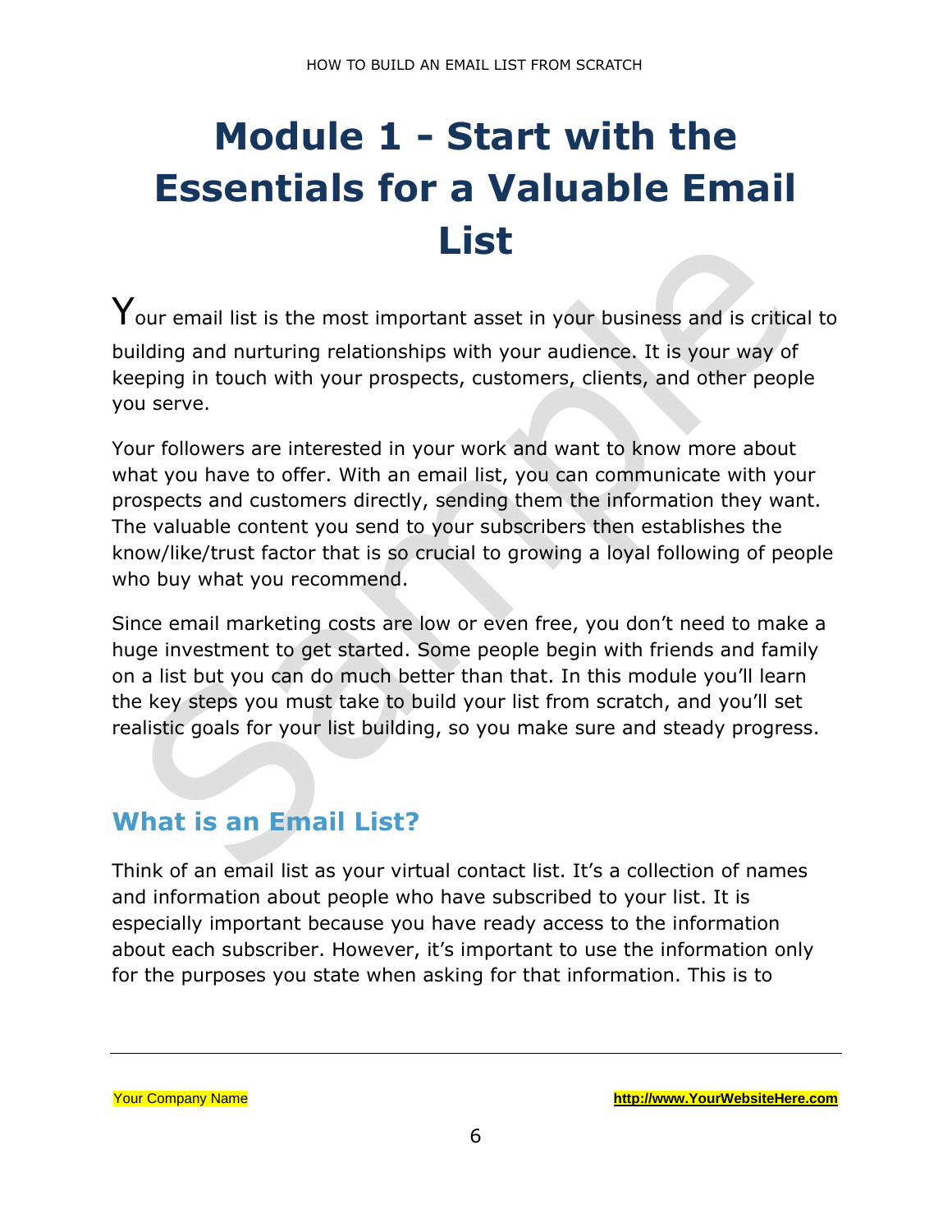# Module 1 - Start with the Essentials for a Valuable Email List

Your email list is the most important asset in your business and is critical to building and nurturing relationships with your audience. It is your way of keeping in touch with your prospects, customers, clients, and other people you serve.

Your followers are interested in your work and want to know more about what you have to offer. With an email list, you can communicate with your prospects and customers directly, sending them the information they want. The valuable content you send to your subscribers then establishes the know/like/trust factor that is so crucial to growing a loyal following of people who buy what you recommend.

Since email marketing costs are low or even free, you don't need to make a huge investment to get started. Some people begin with friends and family on a list but you can do much better than that. In this module you'll learn the key steps you must take to build your list from scratch, and you'll set realistic goals for your list building, so you make sure and steady progress.

## What is an Email List?

Think of an email list as your virtual contact list. It's a collection of names and information about people who have subscribed to your list. It is especially important because you have ready access to the information about each subscriber. However, it's important to use the information only for the purposes you state when asking for that information. This is to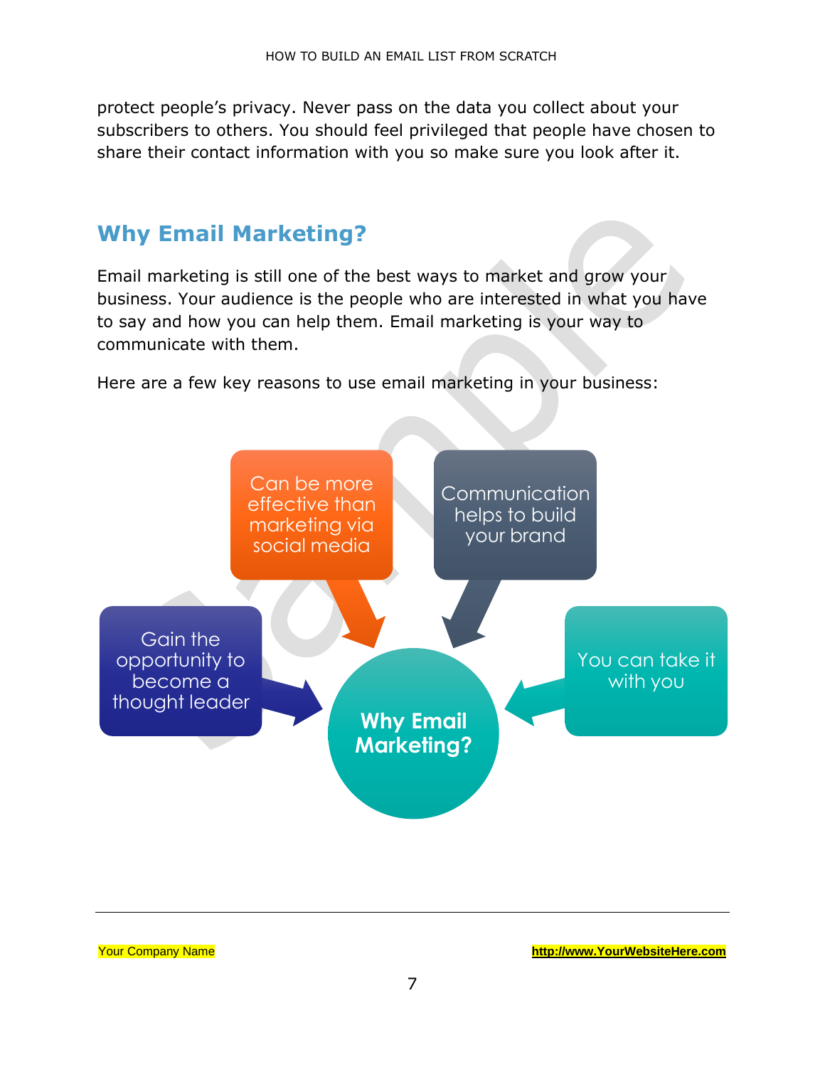protect people's privacy. Never pass on the data you collect about your subscribers to others. You should feel privileged that people have chosen to share their contact information with you so make sure you look after it.

## Why Email Marketing?

Email marketing is still one of the best ways to market and grow your business. Your audience is the people who are interested in what you have to say and how you can help them. Email marketing is your way to communicate with them.

Here are a few key reasons to use email marketing in your business:

**Why Email Marketing?**

- Can be more effective than marketing via social media
- Communication helps to build your brand
- Gain the opportunity to become a thought leader
- You can take it with you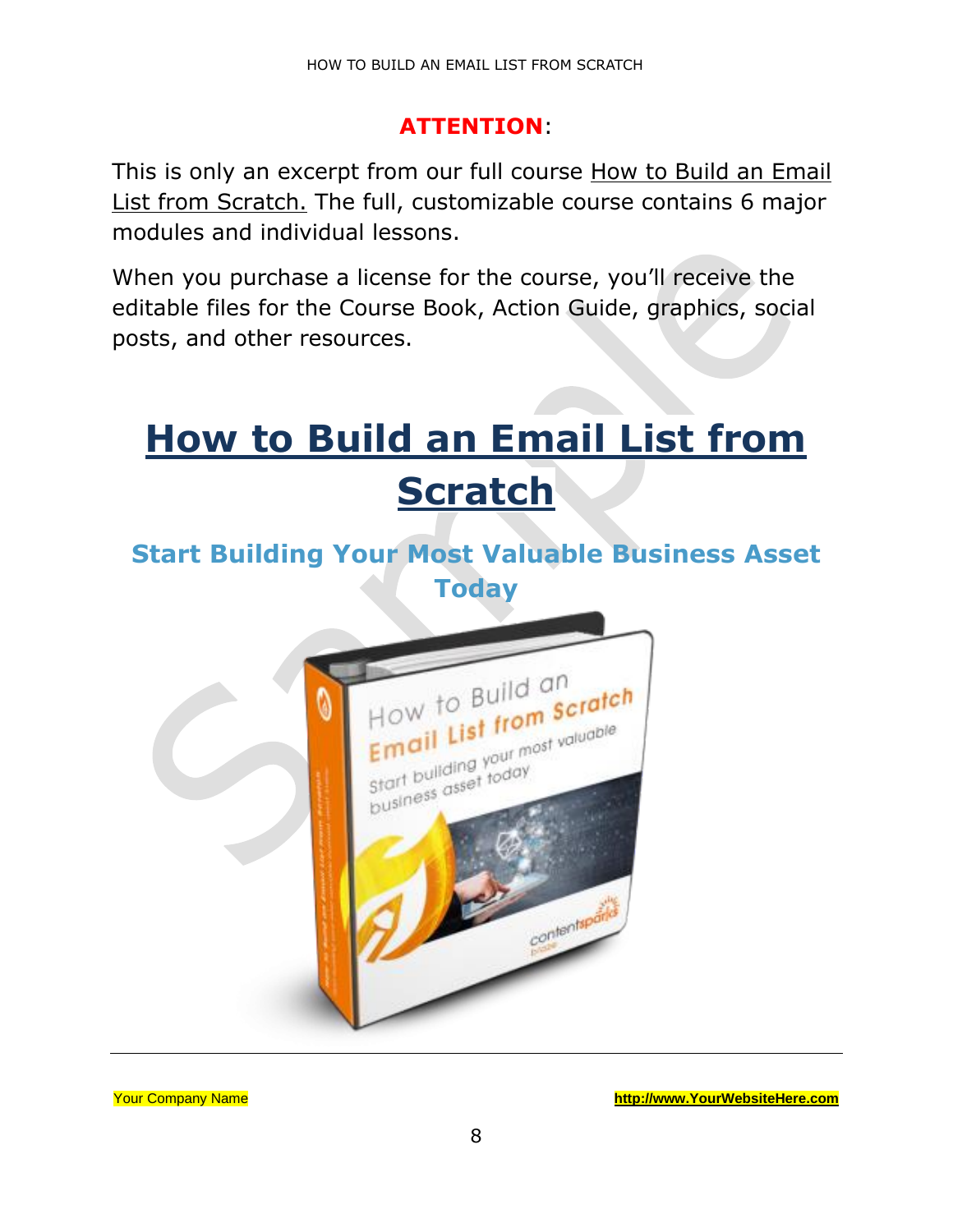**ATTENTION**:

This is only an excerpt from our full course How to Build an Email List from Scratch. The full, customizable course contains 6 major modules and individual lessons.

When you purchase a license for the course, you'll receive the editable files for the Course Book, Action Guide, graphics, social posts, and other resources.

# How to Build an Email List from Scratch

## Start Building Your Most Valuable Business Asset Today